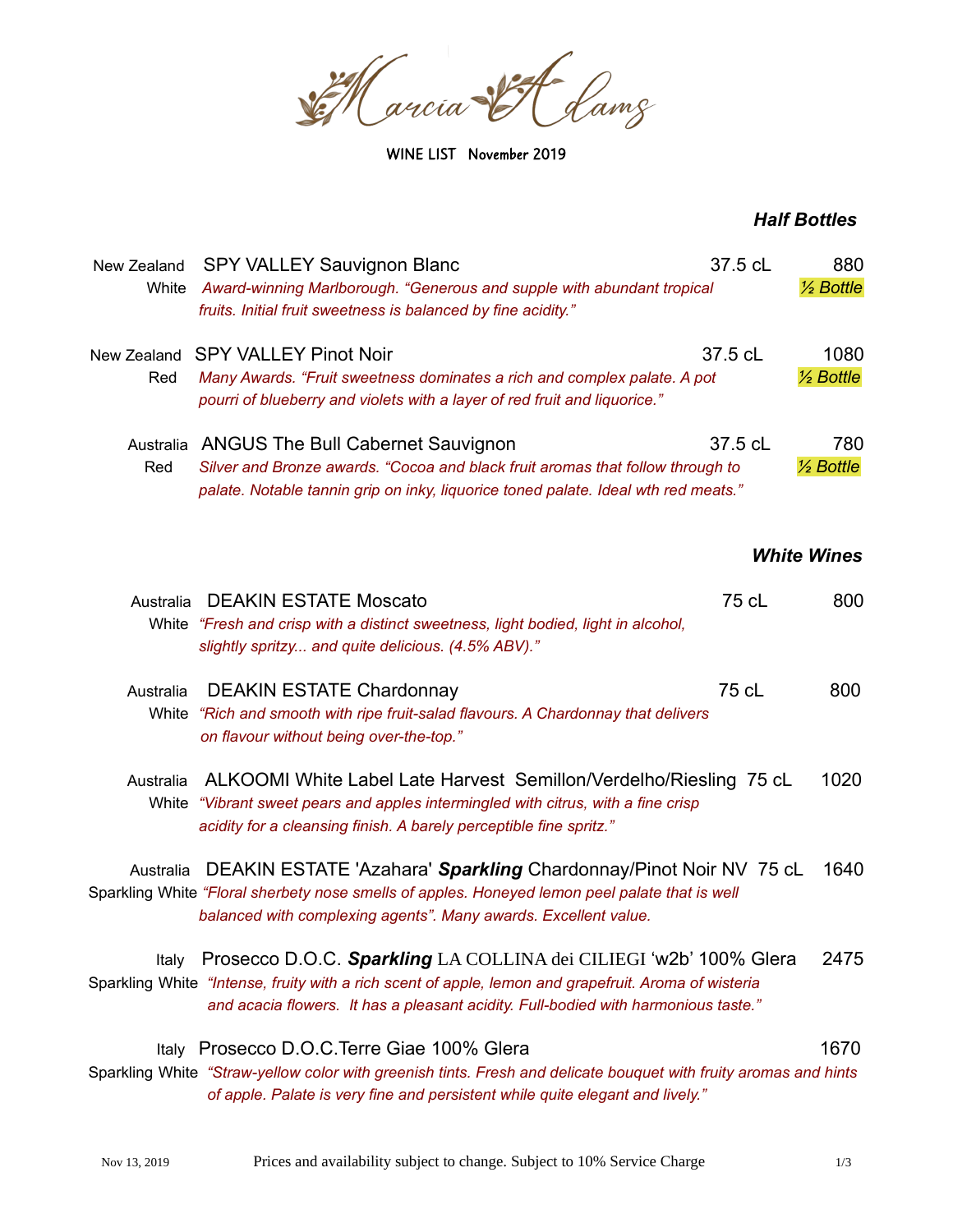# Marcia Adams

**WINE LIST November 2019**

## *Half Bottles*

New Zealand White — **SPY VALLEY Sauvignon Blanc** — 37.5 cL — 880 *½ Bottle*
*Award-winning Marlborough. "Generous and supple with abundant tropical fruits. Initial fruit sweetness is balanced by fine acidity."*

New Zealand Red — **SPY VALLEY Pinot Noir** — 37.5 cL — 1080 *½ Bottle*
*Many Awards. "Fruit sweetness dominates a rich and complex palate. A pot pourri of blueberry and violets with a layer of red fruit and liquorice."*

Australia Red — **ANGUS The Bull Cabernet Sauvignon** — 37.5 cL — 780 *½ Bottle*
*Silver and Bronze awards. "Cocoa and black fruit aromas that follow through to palate. Notable tannin grip on inky, liquorice toned palate. Ideal wth red meats."*

## *White Wines*

Australia White — **DEAKIN ESTATE Moscato** — 75 cL — 800
*"Fresh and crisp with a distinct sweetness, light bodied, light in alcohol, slightly spritzy... and quite delicious. (4.5% ABV)."*

Australia White — **DEAKIN ESTATE Chardonnay** — 75 cL — 800
*"Rich and smooth with ripe fruit-salad flavours. A Chardonnay that delivers on flavour without being over-the-top."*

Australia White — **ALKOOMI White Label Late Harvest Semillon/Verdelho/Riesling** — 75 cL — 1020
*"Vibrant sweet pears and apples intermingled with citrus, with a fine crisp acidity for a cleansing finish. A barely perceptible fine spritz."*

Australia Sparkling White — **DEAKIN ESTATE 'Azahara' *Sparkling* Chardonnay/Pinot Noir NV** — 75 cL — 1640
*"Floral sherbety nose smells of apples. Honeyed lemon peel palate that is well balanced with complexing agents". Many awards. Excellent value.*

Italy Sparkling White — **Prosecco D.O.C. *Sparkling* LA COLLINA dei CILIEGI 'w2b' 100% Glera** — 2475
*"Intense, fruity with a rich scent of apple, lemon and grapefruit. Aroma of wisteria and acacia flowers. It has a pleasant acidity. Full-bodied with harmonious taste."*

Italy Sparkling White — **Prosecco D.O.C.Terre Giae 100% Glera** — 1670
*"Straw-yellow color with greenish tints. Fresh and delicate bouquet with fruity aromas and hints of apple. Palate is very fine and persistent while quite elegant and lively."*

Prices and availability subject to change. Subject to 10% Service Charge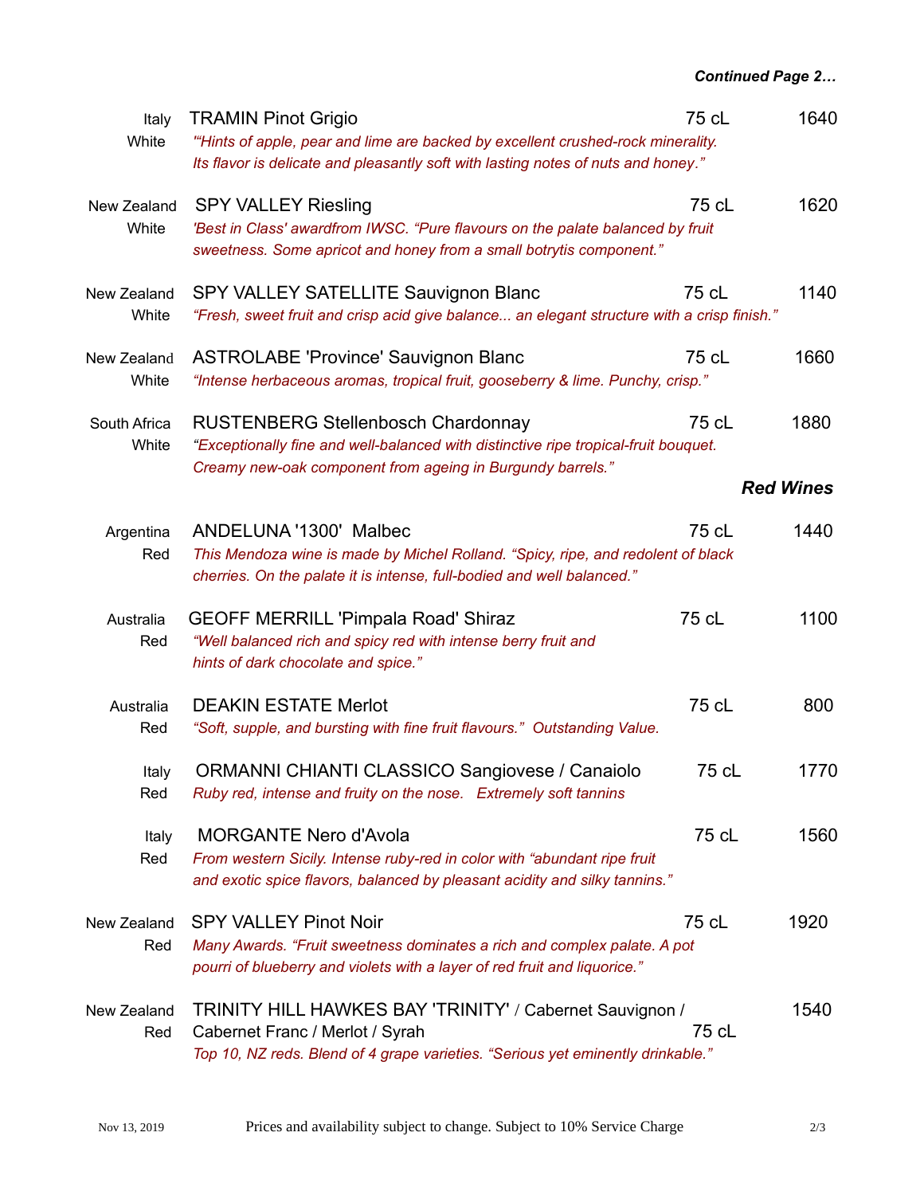***Continued Page 2…***

| | | | |
|---|---|---|---|
| Italy<br>White | TRAMIN Pinot Grigio<br>*"'Hints of apple, pear and lime are backed by excellent crushed-rock minerality. Its flavor is delicate and pleasantly soft with lasting notes of nuts and honey."* | 75 cL | 1640 |
| New Zealand<br>White | SPY VALLEY Riesling<br>*'Best in Class' awardfrom IWSC. "Pure flavours on the palate balanced by fruit sweetness. Some apricot and honey from a small botrytis component."* | 75 cL | 1620 |
| New Zealand<br>White | SPY VALLEY SATELLITE Sauvignon Blanc<br>*"Fresh, sweet fruit and crisp acid give balance... an elegant structure with a crisp finish."* | 75 cL | 1140 |
| New Zealand<br>White | ASTROLABE 'Province' Sauvignon Blanc<br>*"Intense herbaceous aromas, tropical fruit, gooseberry & lime. Punchy, crisp."* | 75 cL | 1660 |
| South Africa<br>White | RUSTENBERG Stellenbosch Chardonnay<br>*"Exceptionally fine and well-balanced with distinctive ripe tropical-fruit bouquet. Creamy new-oak component from ageing in Burgundy barrels."* | 75 cL | 1880 |

## *Red Wines*

| | | | |
|---|---|---|---|
| Argentina<br>Red | ANDELUNA '1300' Malbec<br>*This Mendoza wine is made by Michel Rolland. "Spicy, ripe, and redolent of black cherries. On the palate it is intense, full-bodied and well balanced."* | 75 cL | 1440 |
| Australia<br>Red | GEOFF MERRILL 'Pimpala Road' Shiraz<br>*"Well balanced rich and spicy red with intense berry fruit and hints of dark chocolate and spice."* | 75 cL | 1100 |
| Australia<br>Red | DEAKIN ESTATE Merlot<br>*"Soft, supple, and bursting with fine fruit flavours." Outstanding Value.* | 75 cL | 800 |
| Italy<br>Red | ORMANNI CHIANTI CLASSICO Sangiovese / Canaiolo<br>*Ruby red, intense and fruity on the nose. Extremely soft tannins* | 75 cL | 1770 |
| Italy<br>Red | MORGANTE Nero d'Avola<br>*From western Sicily. Intense ruby-red in color with "abundant ripe fruit and exotic spice flavors, balanced by pleasant acidity and silky tannins."* | 75 cL | 1560 |
| New Zealand<br>Red | SPY VALLEY Pinot Noir<br>*Many Awards. "Fruit sweetness dominates a rich and complex palate. A pot pourri of blueberry and violets with a layer of red fruit and liquorice."* | 75 cL | 1920 |
| New Zealand<br>Red | TRINITY HILL HAWKES BAY 'TRINITY' / Cabernet Sauvignon / Cabernet Franc / Merlot / Syrah<br>*Top 10, NZ reds. Blend of 4 grape varieties. "Serious yet eminently drinkable."* | 75 cL | 1540 |

Nov 13, 2019 — Prices and availability subject to change. Subject to 10% Service Charge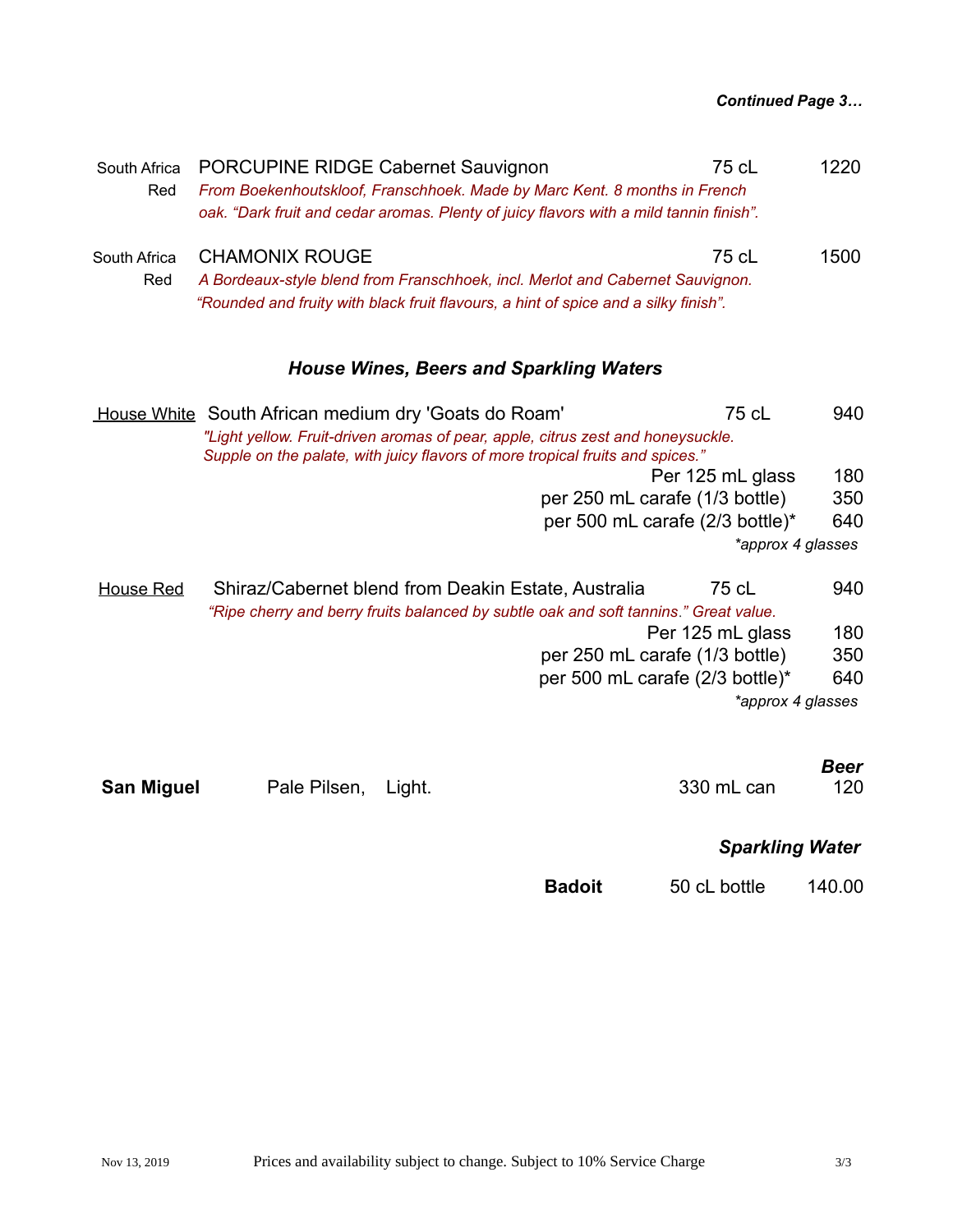***Continued Page 3…***

South Africa Red — PORCUPINE RIDGE Cabernet Sauvignon — 75 cL — 1220

*From Boekenhoutskloof, Franschhoek. Made by Marc Kent. 8 months in French oak. "Dark fruit and cedar aromas. Plenty of juicy flavors with a mild tannin finish".*

South Africa Red — CHAMONIX ROUGE — 75 cL — 1500

*A Bordeaux-style blend from Franschhoek, incl. Merlot and Cabernet Sauvignon. "Rounded and fruity with black fruit flavours, a hint of spice and a silky finish".*

## *House Wines, Beers and Sparkling Waters*

House White — South African medium dry 'Goats do Roam' — 75 cL — 940

*"Light yellow. Fruit-driven aromas of pear, apple, citrus zest and honeysuckle. Supple on the palate, with juicy flavors of more tropical fruits and spices."*

| | |
|---|---|
| Per 125 mL glass | 180 |
| per 250 mL carafe (1/3 bottle) | 350 |
| per 500 mL carafe (2/3 bottle)* | 640 |

*\*approx 4 glasses*

House Red — Shiraz/Cabernet blend from Deakin Estate, Australia — 75 cL — 940

*"Ripe cherry and berry fruits balanced by subtle oak and soft tannins." Great value.*

| | |
|---|---|
| Per 125 mL glass | 180 |
| per 250 mL carafe (1/3 bottle) | 350 |
| per 500 mL carafe (2/3 bottle)* | 640 |

*\*approx 4 glasses*

***Beer***

**San Miguel** — Pale Pilsen, Light. — 330 mL can — 120

***Sparkling Water***

**Badoit** — 50 cL bottle — 140.00

Nov 13, 2019 — Prices and availability subject to change. Subject to 10% Service Charge